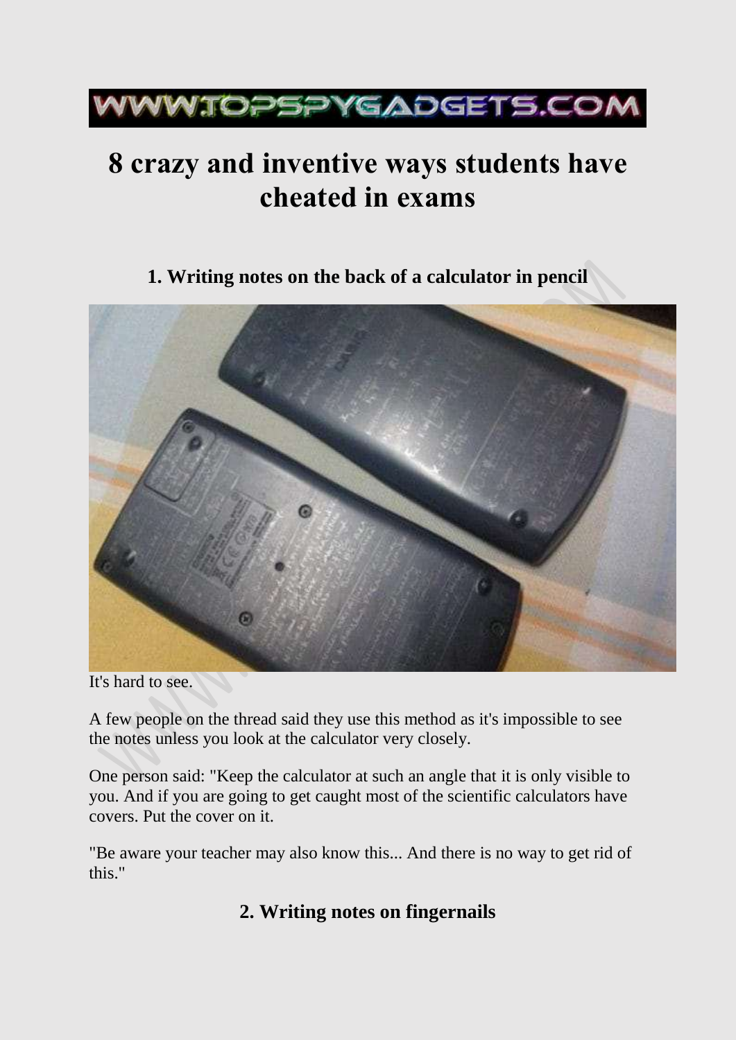WWW.TOPSPYGADGETS.COM

# 8 crazy and inventive ways students have cheated in exams

## 1. Writing notes on the back of a calculator in pencil

It's hard to see.

A few people on the thread said they use this method as it's impossible to see the notes unless you look at the calculator very closely.

One person said: "Keep the calculator at such an angle that it is only visible to you. And if you are going to get caught most of the scientific calculators have covers. Put the cover on it.

"Be aware your teacher may also know this... And there is no way to get rid of this."

## 2. Writing notes on fingernails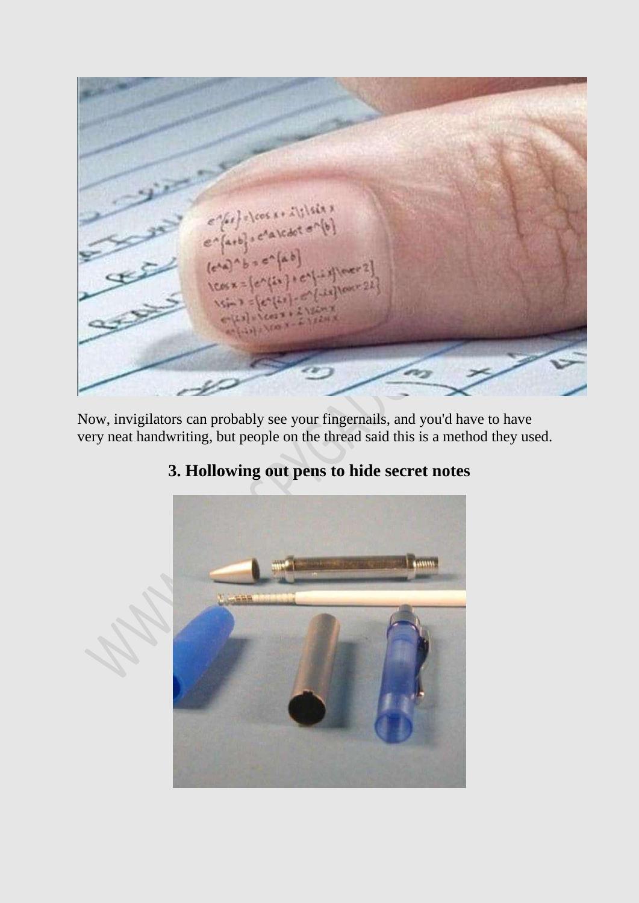Now, invigilators can probably see your fingernails, and you'd have to have very neat handwriting, but people on the thread said this is a method they used.

## 3. Hollowing out pens to hide secret notes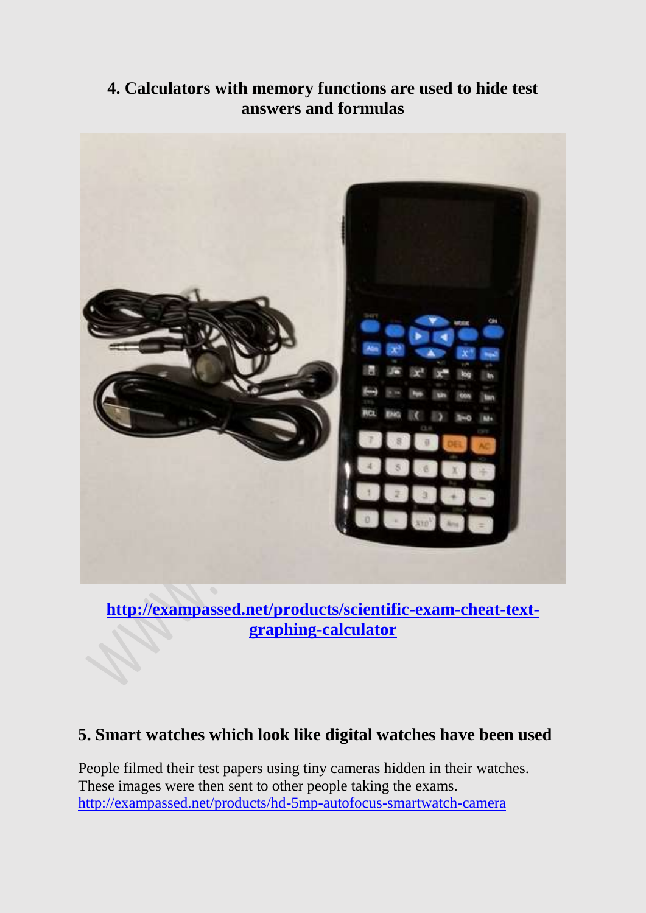## 4. Calculators with memory functions are used to hide test answers and formulas

[http://exampassed.net/products/scientific-exam-cheat-text-graphing-calculator](http://exampassed.net/products/scientific-exam-cheat-text-graphing-calculator)

## 5. Smart watches which look like digital watches have been used

People filmed their test papers using tiny cameras hidden in their watches. These images were then sent to other people taking the exams.
[http://exampassed.net/products/hd-5mp-autofocus-smartwatch-camera](http://exampassed.net/products/hd-5mp-autofocus-smartwatch-camera)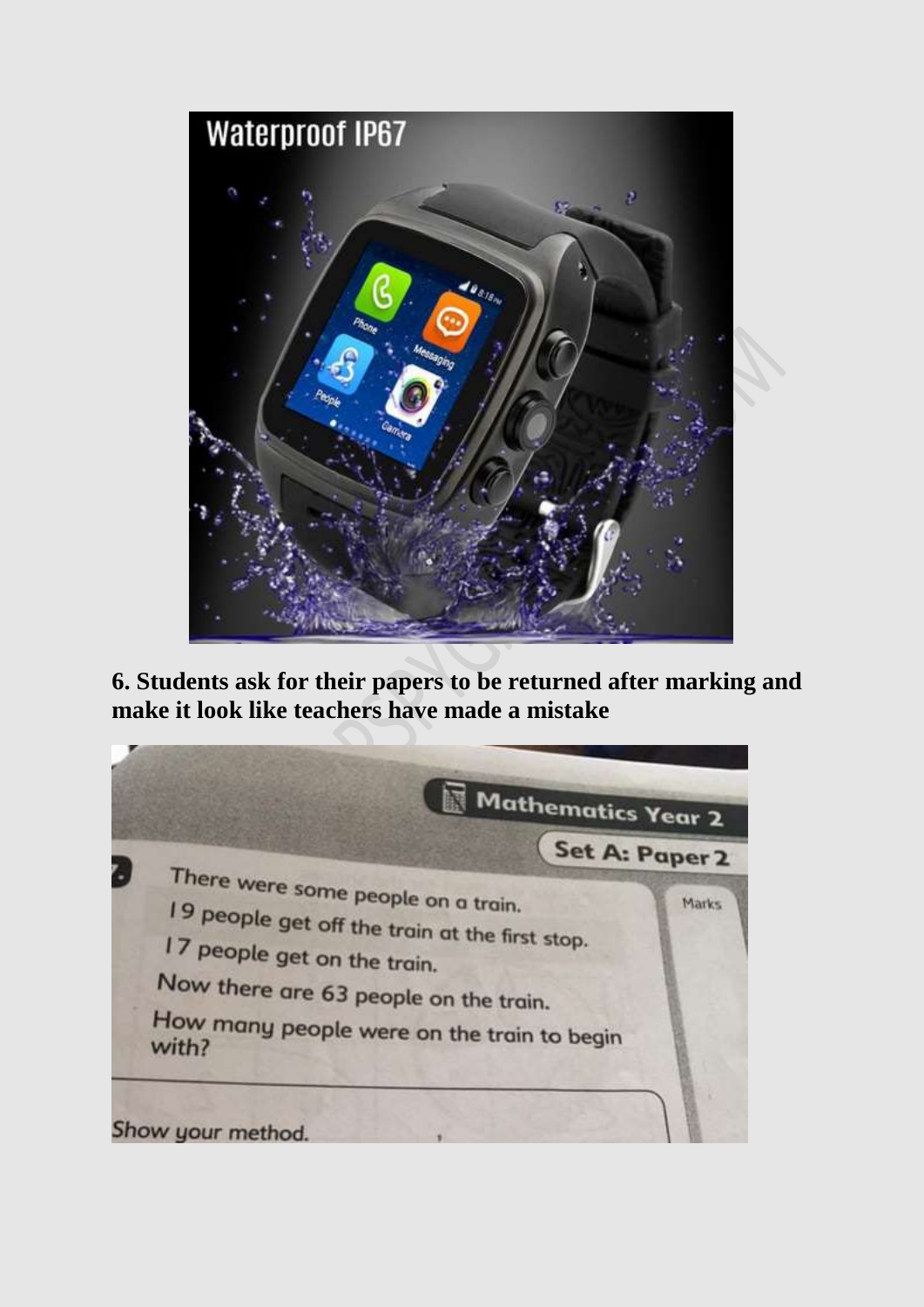**6. Students ask for their papers to be returned after marking and make it look like teachers have made a mistake**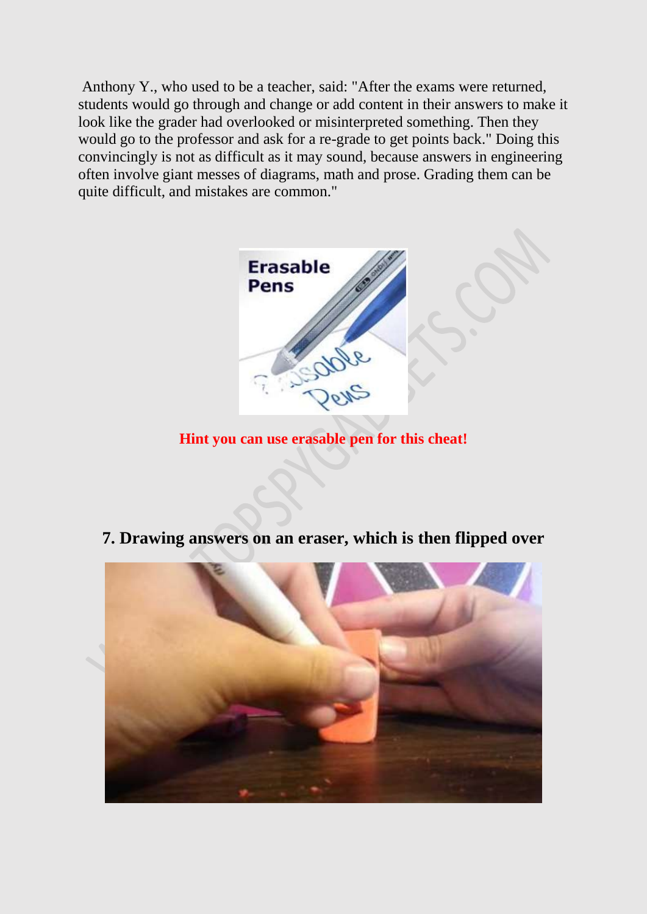Anthony Y., who used to be a teacher, said: "After the exams were returned, students would go through and change or add content in their answers to make it look like the grader had overlooked or misinterpreted something. Then they would go to the professor and ask for a re-grade to get points back." Doing this convincingly is not as difficult as it may sound, because answers in engineering often involve giant messes of diagrams, math and prose. Grading them can be quite difficult, and mistakes are common."

**Hint you can use erasable pen for this cheat!**

## 7. Drawing answers on an eraser, which is then flipped over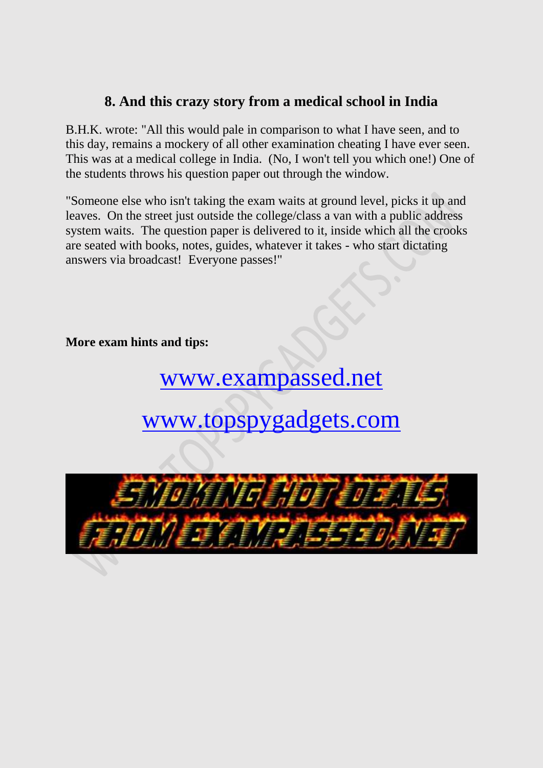## 8. And this crazy story from a medical school in India

B.H.K. wrote: "All this would pale in comparison to what I have seen, and to this day, remains a mockery of all other examination cheating I have ever seen. This was at a medical college in India. (No, I won't tell you which one!) One of the students throws his question paper out through the window.

"Someone else who isn't taking the exam waits at ground level, picks it up and leaves. On the street just outside the college/class a van with a public address system waits. The question paper is delivered to it, inside which all the crooks are seated with books, notes, guides, whatever it takes - who start dictating answers via broadcast! Everyone passes!"

**More exam hints and tips:**

www.exampassed.net

www.topspygadgets.com

SMOKING HOT DEALS FROM EXAMPASSED.NET